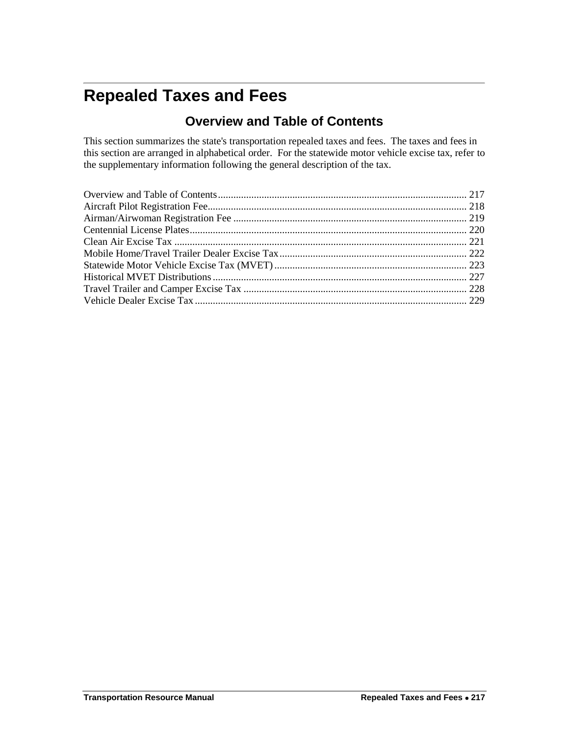# Repealed Taxes and Fees

## Overview and Table of Contents

This section summarizes the state's transportation repealed taxes and fees. The taxes and fees in this section are arranged in alphabetical order. For the statewide motor vehicle excise tax, refer to the supplementary information following the general description of the tax.

Overview and Table of Contents ........................................................................................ 217
Aircraft Pilot Registration Fee........................................................................................... 218
Airman/Airwoman Registration Fee .................................................................................. 219
Centennial License Plates.................................................................................................. 220
Clean Air Excise Tax ......................................................................................................... 221
Mobile Home/Travel Trailer Dealer Excise Tax ................................................................ 222
Statewide Motor Vehicle Excise Tax (MVET) .................................................................. 223
Historical MVET Distributions .......................................................................................... 227
Travel Trailer and Camper Excise Tax .............................................................................. 228
Vehicle Dealer Excise Tax ................................................................................................. 229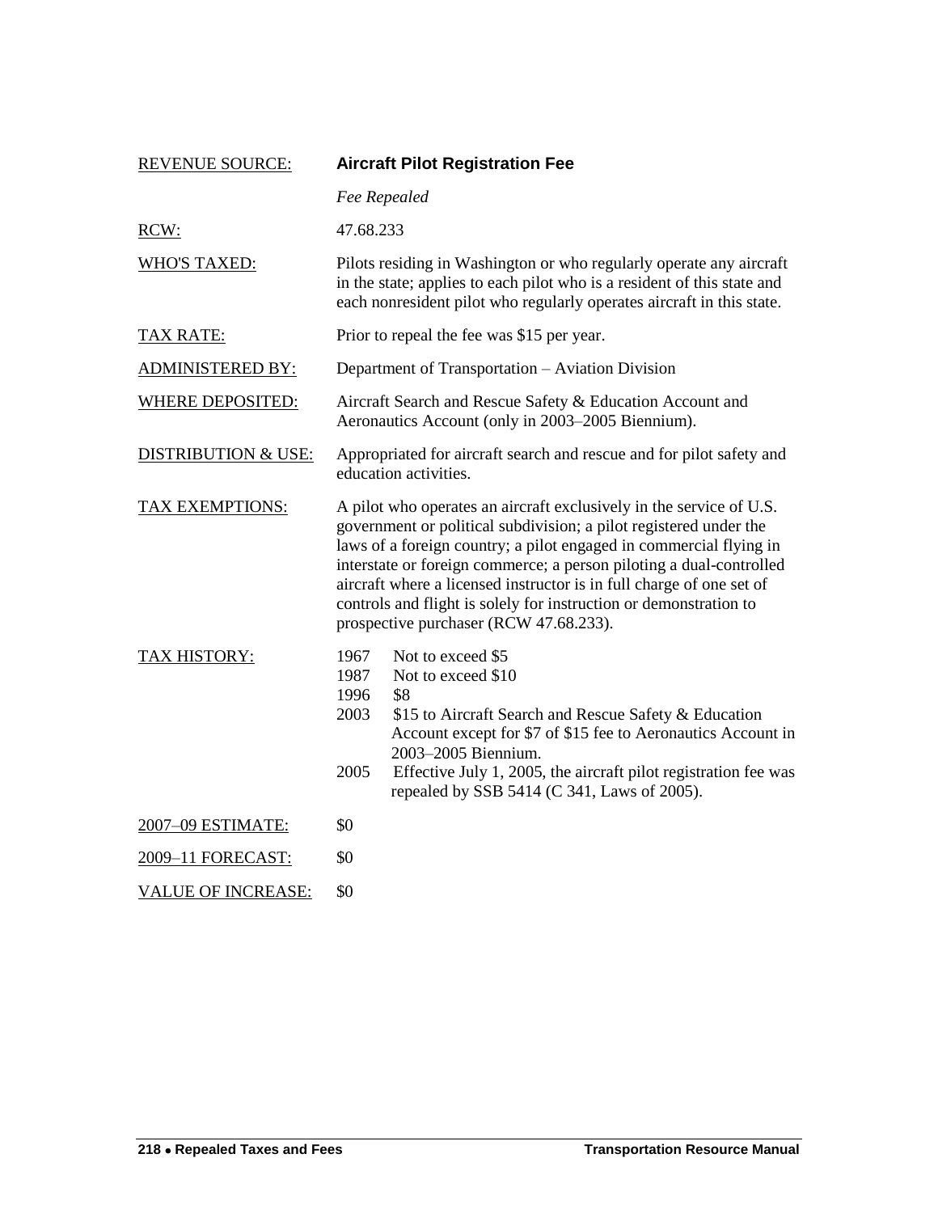| | |
|---|---|
| REVENUE SOURCE: | **Aircraft Pilot Registration Fee** |
| | *Fee Repealed* |
| RCW: | 47.68.233 |
| WHO'S TAXED: | Pilots residing in Washington or who regularly operate any aircraft in the state; applies to each pilot who is a resident of this state and each nonresident pilot who regularly operates aircraft in this state. |
| TAX RATE: | Prior to repeal the fee was $15 per year. |
| ADMINISTERED BY: | Department of Transportation – Aviation Division |
| WHERE DEPOSITED: | Aircraft Search and Rescue Safety & Education Account and Aeronautics Account (only in 2003–2005 Biennium). |
| DISTRIBUTION & USE: | Appropriated for aircraft search and rescue and for pilot safety and education activities. |
| TAX EXEMPTIONS: | A pilot who operates an aircraft exclusively in the service of U.S. government or political subdivision; a pilot registered under the laws of a foreign country; a pilot engaged in commercial flying in interstate or foreign commerce; a person piloting a dual-controlled aircraft where a licensed instructor is in full charge of one set of controls and flight is solely for instruction or demonstration to prospective purchaser (RCW 47.68.233). |
| TAX HISTORY: | 1967 Not to exceed $5<br>1987 Not to exceed $10<br>1996 $8<br>2003 $15 to Aircraft Search and Rescue Safety & Education Account except for $7 of $15 fee to Aeronautics Account in 2003–2005 Biennium.<br>2005 Effective July 1, 2005, the aircraft pilot registration fee was repealed by SSB 5414 (C 341, Laws of 2005). |
| 2007–09 ESTIMATE: | $0 |
| 2009–11 FORECAST: | $0 |
| VALUE OF INCREASE: | $0 |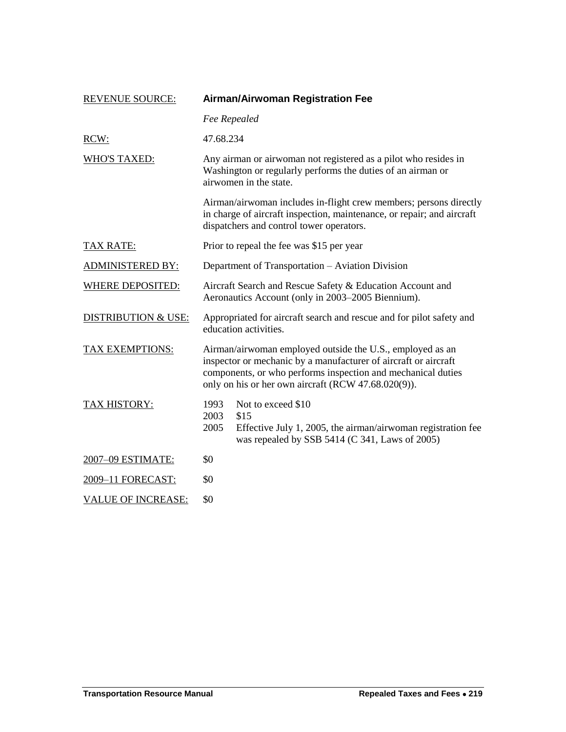| | |
|---|---|
| REVENUE SOURCE: | **Airman/Airwoman Registration Fee** |
| | *Fee Repealed* |
| RCW: | 47.68.234 |
| WHO'S TAXED: | Any airman or airwoman not registered as a pilot who resides in Washington or regularly performs the duties of an airman or airwomen in the state.<br><br>Airman/airwoman includes in-flight crew members; persons directly in charge of aircraft inspection, maintenance, or repair; and aircraft dispatchers and control tower operators. |
| TAX RATE: | Prior to repeal the fee was $15 per year |
| ADMINISTERED BY: | Department of Transportation – Aviation Division |
| WHERE DEPOSITED: | Aircraft Search and Rescue Safety & Education Account and Aeronautics Account (only in 2003–2005 Biennium). |
| DISTRIBUTION & USE: | Appropriated for aircraft search and rescue and for pilot safety and education activities. |
| TAX EXEMPTIONS: | Airman/airwoman employed outside the U.S., employed as an inspector or mechanic by a manufacturer of aircraft or aircraft components, or who performs inspection and mechanical duties only on his or her own aircraft (RCW 47.68.020(9)). |
| TAX HISTORY: | 1993 Not to exceed $10<br>2003 $15<br>2005 Effective July 1, 2005, the airman/airwoman registration fee was repealed by SSB 5414 (C 341, Laws of 2005) |
| 2007–09 ESTIMATE: | $0 |
| 2009–11 FORECAST: | $0 |
| VALUE OF INCREASE: | $0 |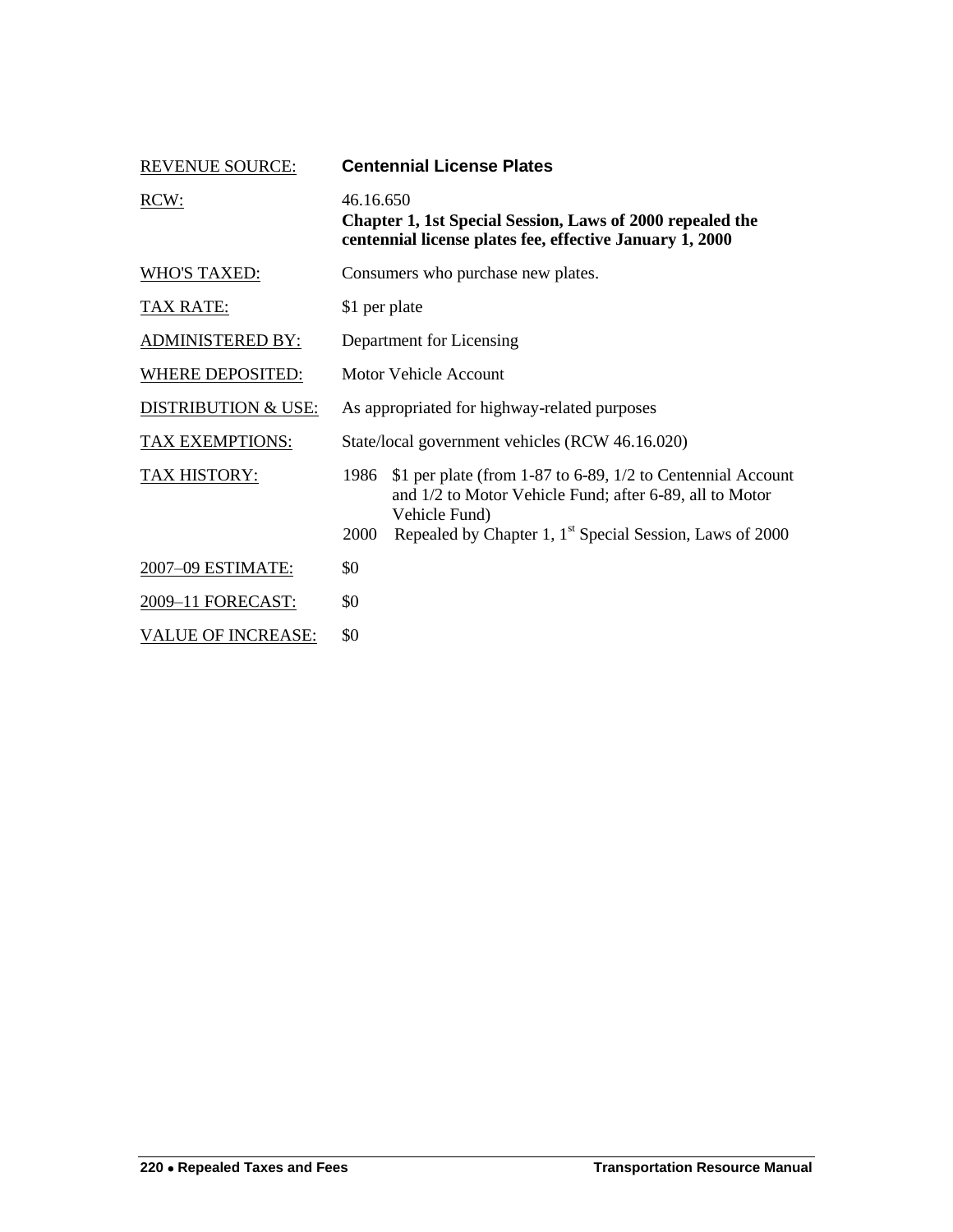| | |
|---|---|
| REVENUE SOURCE: | **Centennial License Plates** |
| RCW: | 46.16.650<br>**Chapter 1, 1st Special Session, Laws of 2000 repealed the centennial license plates fee, effective January 1, 2000** |
| WHO'S TAXED: | Consumers who purchase new plates. |
| TAX RATE: | $1 per plate |
| ADMINISTERED BY: | Department for Licensing |
| WHERE DEPOSITED: | Motor Vehicle Account |
| DISTRIBUTION & USE: | As appropriated for highway-related purposes |
| TAX EXEMPTIONS: | State/local government vehicles (RCW 46.16.020) |
| TAX HISTORY: | 1986 $1 per plate (from 1-87 to 6-89, 1/2 to Centennial Account and 1/2 to Motor Vehicle Fund; after 6-89, all to Motor Vehicle Fund)<br>2000 Repealed by Chapter 1, 1st Special Session, Laws of 2000 |
| 2007–09 ESTIMATE: | $0 |
| 2009–11 FORECAST: | $0 |
| VALUE OF INCREASE: | $0 |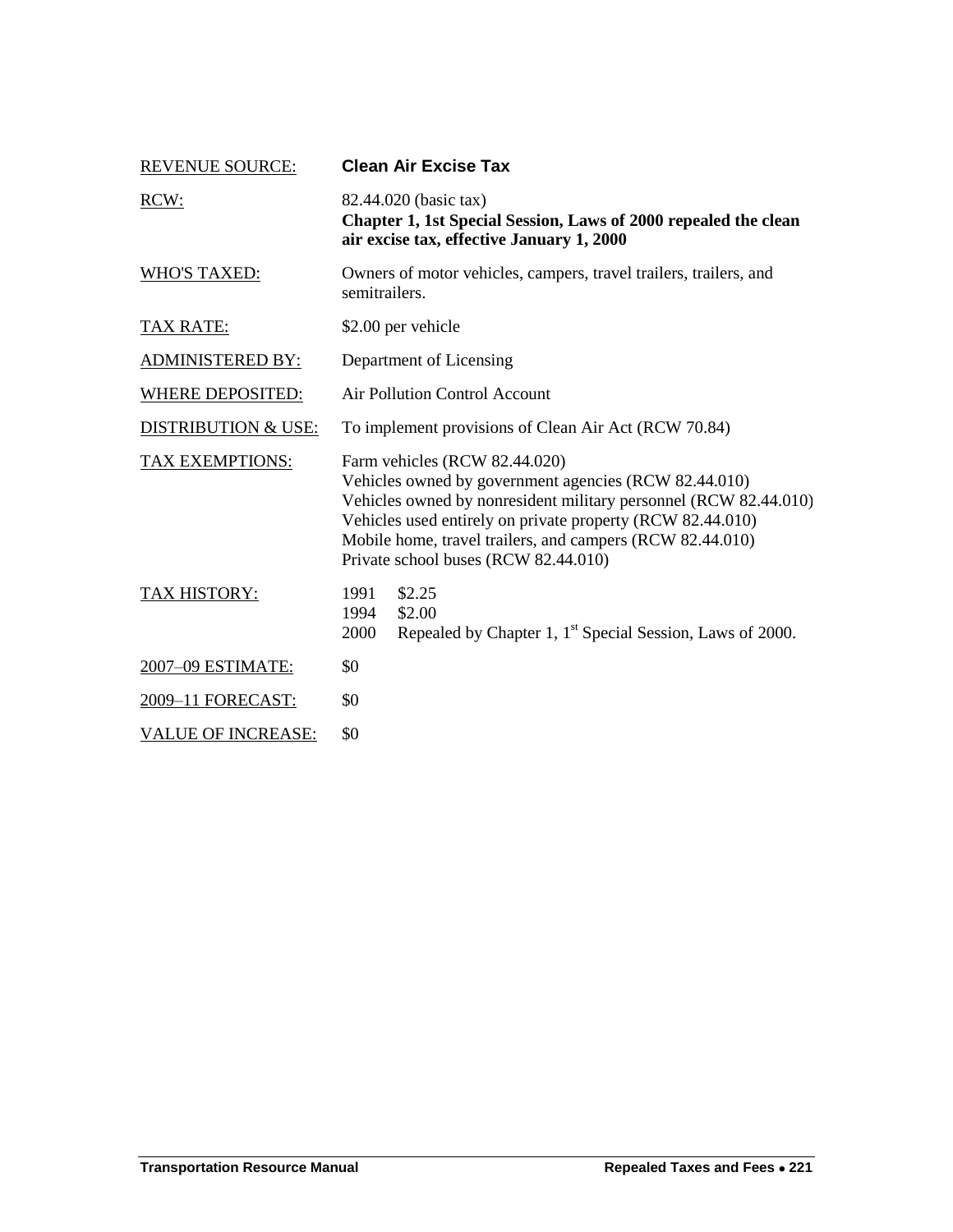| REVENUE SOURCE: | **Clean Air Excise Tax** |
| --- | --- |
| RCW: | 82.44.020 (basic tax)<br>**Chapter 1, 1st Special Session, Laws of 2000 repealed the clean air excise tax, effective January 1, 2000** |
| WHO'S TAXED: | Owners of motor vehicles, campers, travel trailers, trailers, and semitrailers. |
| TAX RATE: | $2.00 per vehicle |
| ADMINISTERED BY: | Department of Licensing |
| WHERE DEPOSITED: | Air Pollution Control Account |
| DISTRIBUTION & USE: | To implement provisions of Clean Air Act (RCW 70.84) |
| TAX EXEMPTIONS: | Farm vehicles (RCW 82.44.020)<br>Vehicles owned by government agencies (RCW 82.44.010)<br>Vehicles owned by nonresident military personnel (RCW 82.44.010)<br>Vehicles used entirely on private property (RCW 82.44.010)<br>Mobile home, travel trailers, and campers (RCW 82.44.010)<br>Private school buses (RCW 82.44.010) |
| TAX HISTORY: | 1991 $2.25<br>1994 $2.00<br>2000 Repealed by Chapter 1, 1st Special Session, Laws of 2000. |
| 2007–09 ESTIMATE: | $0 |
| 2009–11 FORECAST: | $0 |
| VALUE OF INCREASE: | $0 |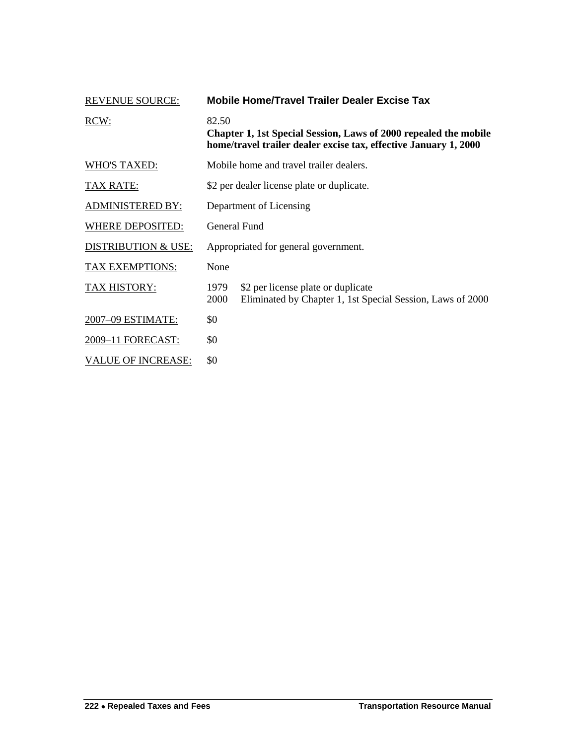| | |
|---|---|
| REVENUE SOURCE: | **Mobile Home/Travel Trailer Dealer Excise Tax** |
| RCW: | 82.50<br>**Chapter 1, 1st Special Session, Laws of 2000 repealed the mobile home/travel trailer dealer excise tax, effective January 1, 2000** |
| WHO'S TAXED: | Mobile home and travel trailer dealers. |
| TAX RATE: | $2 per dealer license plate or duplicate. |
| ADMINISTERED BY: | Department of Licensing |
| WHERE DEPOSITED: | General Fund |
| DISTRIBUTION & USE: | Appropriated for general government. |
| TAX EXEMPTIONS: | None |
| TAX HISTORY: | 1979 $2 per license plate or duplicate<br>2000 Eliminated by Chapter 1, 1st Special Session, Laws of 2000 |
| 2007–09 ESTIMATE: | $0 |
| 2009–11 FORECAST: | $0 |
| VALUE OF INCREASE: | $0 |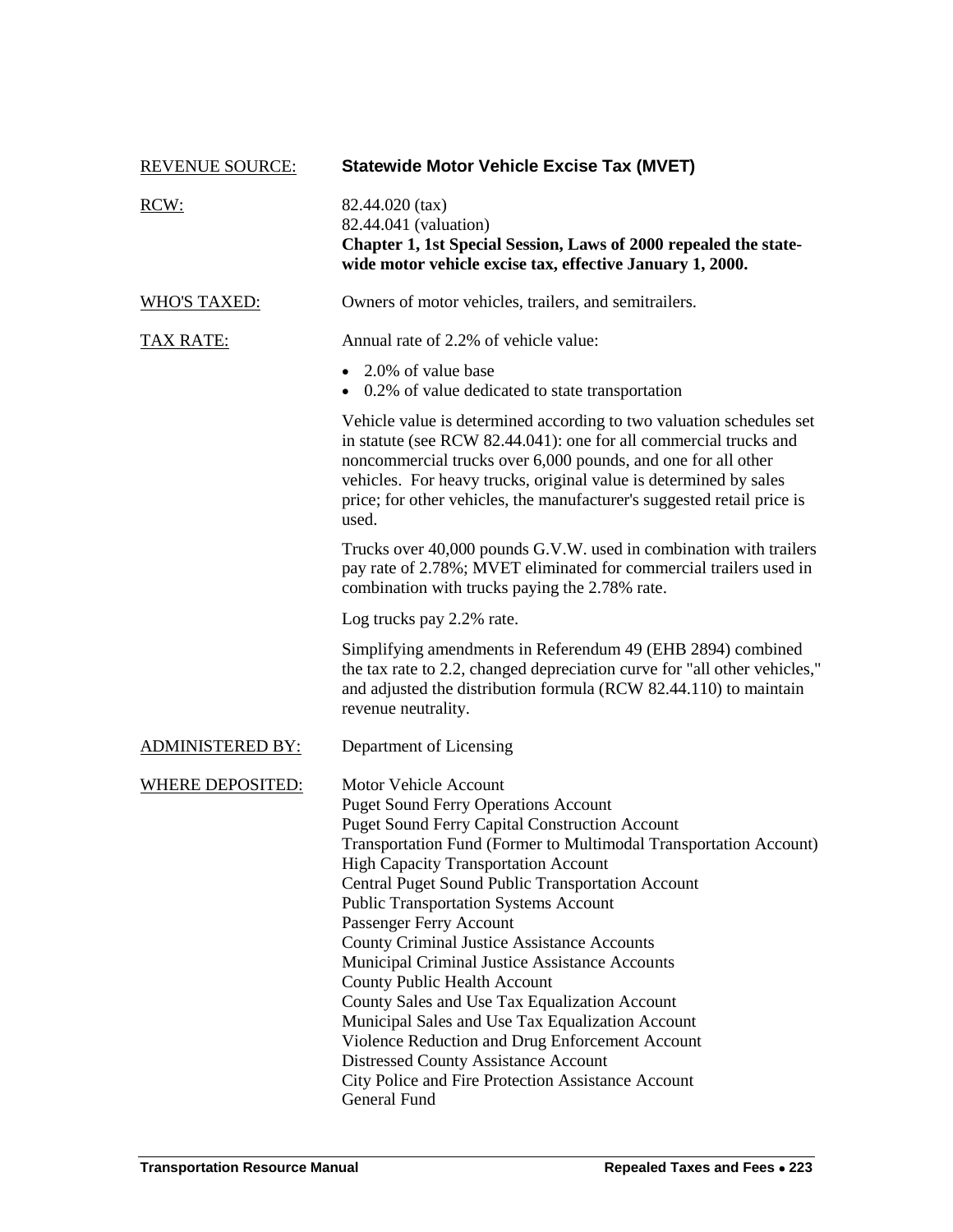REVENUE SOURCE: **Statewide Motor Vehicle Excise Tax (MVET)**

RCW: 82.44.020 (tax)
82.44.041 (valuation)
**Chapter 1, 1st Special Session, Laws of 2000 repealed the state-wide motor vehicle excise tax, effective January 1, 2000.**

WHO'S TAXED: Owners of motor vehicles, trailers, and semitrailers.

TAX RATE: Annual rate of 2.2% of vehicle value:

- 2.0% of value base
- 0.2% of value dedicated to state transportation

Vehicle value is determined according to two valuation schedules set in statute (see RCW 82.44.041): one for all commercial trucks and noncommercial trucks over 6,000 pounds, and one for all other vehicles. For heavy trucks, original value is determined by sales price; for other vehicles, the manufacturer's suggested retail price is used.

Trucks over 40,000 pounds G.V.W. used in combination with trailers pay rate of 2.78%; MVET eliminated for commercial trailers used in combination with trucks paying the 2.78% rate.

Log trucks pay 2.2% rate.

Simplifying amendments in Referendum 49 (EHB 2894) combined the tax rate to 2.2, changed depreciation curve for "all other vehicles," and adjusted the distribution formula (RCW 82.44.110) to maintain revenue neutrality.

ADMINISTERED BY: Department of Licensing

WHERE DEPOSITED:
Motor Vehicle Account
Puget Sound Ferry Operations Account
Puget Sound Ferry Capital Construction Account
Transportation Fund (Former to Multimodal Transportation Account)
High Capacity Transportation Account
Central Puget Sound Public Transportation Account
Public Transportation Systems Account
Passenger Ferry Account
County Criminal Justice Assistance Accounts
Municipal Criminal Justice Assistance Accounts
County Public Health Account
County Sales and Use Tax Equalization Account
Municipal Sales and Use Tax Equalization Account
Violence Reduction and Drug Enforcement Account
Distressed County Assistance Account
City Police and Fire Protection Assistance Account
General Fund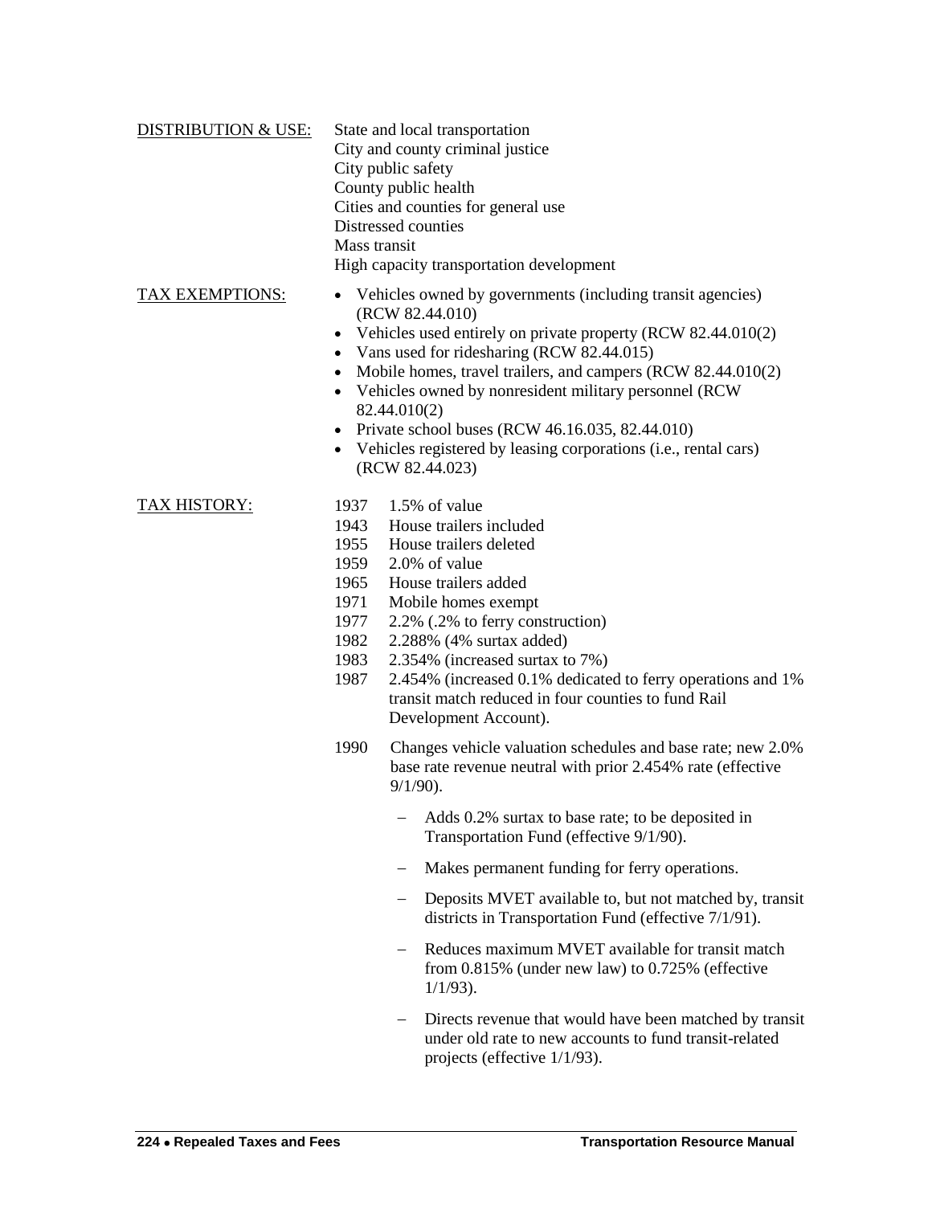<u>DISTRIBUTION & USE:</u>

State and local transportation
City and county criminal justice
City public safety
County public health
Cities and counties for general use
Distressed counties
Mass transit
High capacity transportation development

<u>TAX EXEMPTIONS:</u>

- Vehicles owned by governments (including transit agencies) (RCW 82.44.010)
- Vehicles used entirely on private property (RCW 82.44.010(2)
- Vans used for ridesharing (RCW 82.44.015)
- Mobile homes, travel trailers, and campers (RCW 82.44.010(2)
- Vehicles owned by nonresident military personnel (RCW 82.44.010(2)
- Private school buses (RCW 46.16.035, 82.44.010)
- Vehicles registered by leasing corporations (i.e., rental cars) (RCW 82.44.023)

<u>TAX HISTORY:</u>

1937 1.5% of value
1943 House trailers included
1955 House trailers deleted
1959 2.0% of value
1965 House trailers added
1971 Mobile homes exempt
1977 2.2% (.2% to ferry construction)
1982 2.288% (4% surtax added)
1983 2.354% (increased surtax to 7%)
1987 2.454% (increased 0.1% dedicated to ferry operations and 1% transit match reduced in four counties to fund Rail Development Account).

1990 Changes vehicle valuation schedules and base rate; new 2.0% base rate revenue neutral with prior 2.454% rate (effective 9/1/90).

- Adds 0.2% surtax to base rate; to be deposited in Transportation Fund (effective 9/1/90).
- Makes permanent funding for ferry operations.
- Deposits MVET available to, but not matched by, transit districts in Transportation Fund (effective 7/1/91).
- Reduces maximum MVET available for transit match from 0.815% (under new law) to 0.725% (effective 1/1/93).
- Directs revenue that would have been matched by transit under old rate to new accounts to fund transit-related projects (effective 1/1/93).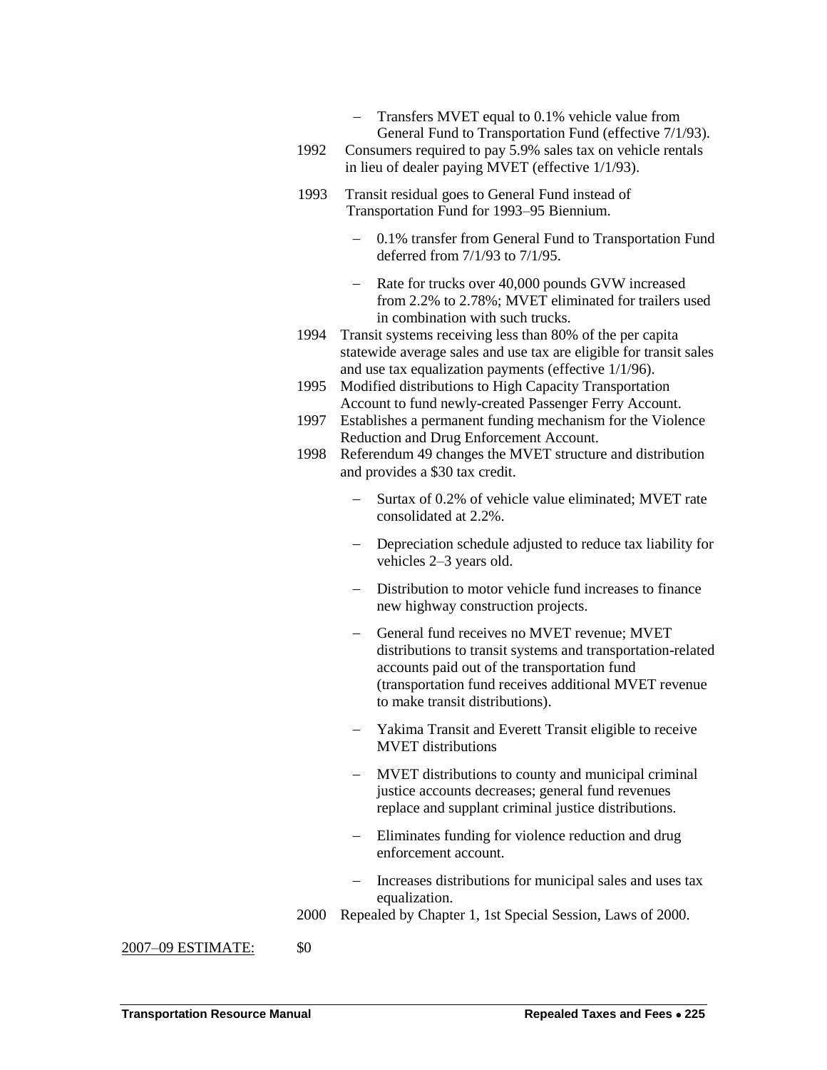- Transfers MVET equal to 0.1% vehicle value from General Fund to Transportation Fund (effective 7/1/93).

1992 Consumers required to pay 5.9% sales tax on vehicle rentals in lieu of dealer paying MVET (effective 1/1/93).

1993 Transit residual goes to General Fund instead of Transportation Fund for 1993–95 Biennium.

- 0.1% transfer from General Fund to Transportation Fund deferred from 7/1/93 to 7/1/95.
- Rate for trucks over 40,000 pounds GVW increased from 2.2% to 2.78%; MVET eliminated for trailers used in combination with such trucks.

1994 Transit systems receiving less than 80% of the per capita statewide average sales and use tax are eligible for transit sales and use tax equalization payments (effective 1/1/96).

1995 Modified distributions to High Capacity Transportation Account to fund newly-created Passenger Ferry Account.

1997 Establishes a permanent funding mechanism for the Violence Reduction and Drug Enforcement Account.

1998 Referendum 49 changes the MVET structure and distribution and provides a $30 tax credit.

- Surtax of 0.2% of vehicle value eliminated; MVET rate consolidated at 2.2%.
- Depreciation schedule adjusted to reduce tax liability for vehicles 2–3 years old.
- Distribution to motor vehicle fund increases to finance new highway construction projects.
- General fund receives no MVET revenue; MVET distributions to transit systems and transportation-related accounts paid out of the transportation fund (transportation fund receives additional MVET revenue to make transit distributions).
- Yakima Transit and Everett Transit eligible to receive MVET distributions
- MVET distributions to county and municipal criminal justice accounts decreases; general fund revenues replace and supplant criminal justice distributions.
- Eliminates funding for violence reduction and drug enforcement account.
- Increases distributions for municipal sales and uses tax equalization.

2000 Repealed by Chapter 1, 1st Special Session, Laws of 2000.

2007–09 ESTIMATE: $0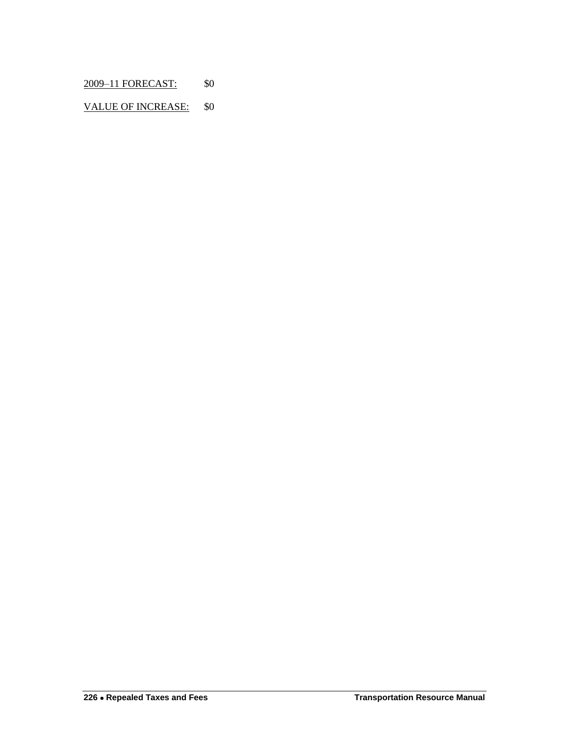<u>2009–11 FORECAST:</u> $0

<u>VALUE OF INCREASE:</u> $0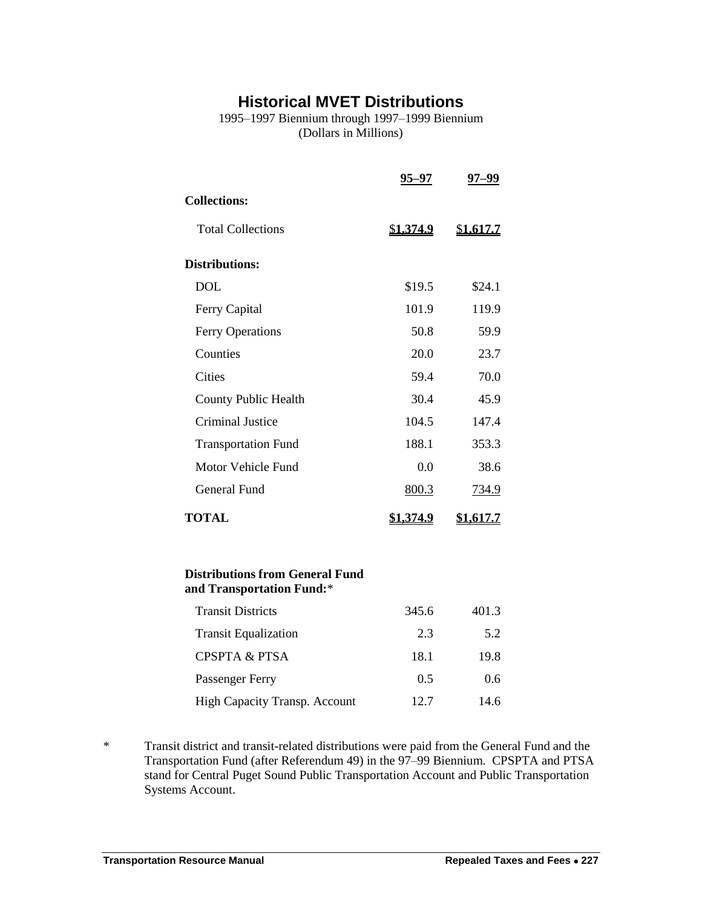# Historical MVET Distributions

1995–1997 Biennium through 1997–1999 Biennium
(Dollars in Millions)

| | 95–97 | 97–99 |
|---|---|---|
| **Collections:** | | |
| Total Collections | $1,374.9 | $1,617.7 |
| **Distributions:** | | |
| DOL | $19.5 | $24.1 |
| Ferry Capital | 101.9 | 119.9 |
| Ferry Operations | 50.8 | 59.9 |
| Counties | 20.0 | 23.7 |
| Cities | 59.4 | 70.0 |
| County Public Health | 30.4 | 45.9 |
| Criminal Justice | 104.5 | 147.4 |
| Transportation Fund | 188.1 | 353.3 |
| Motor Vehicle Fund | 0.0 | 38.6 |
| General Fund | 800.3 | 734.9 |
| **TOTAL** | **$1,374.9** | **$1,617.7** |
| **Distributions from General Fund and Transportation Fund:*** | | |
| Transit Districts | 345.6 | 401.3 |
| Transit Equalization | 2.3 | 5.2 |
| CPSPTA & PTSA | 18.1 | 19.8 |
| Passenger Ferry | 0.5 | 0.6 |
| High Capacity Transp. Account | 12.7 | 14.6 |

\* Transit district and transit-related distributions were paid from the General Fund and the Transportation Fund (after Referendum 49) in the 97–99 Biennium. CPSPTA and PTSA stand for Central Puget Sound Public Transportation Account and Public Transportation Systems Account.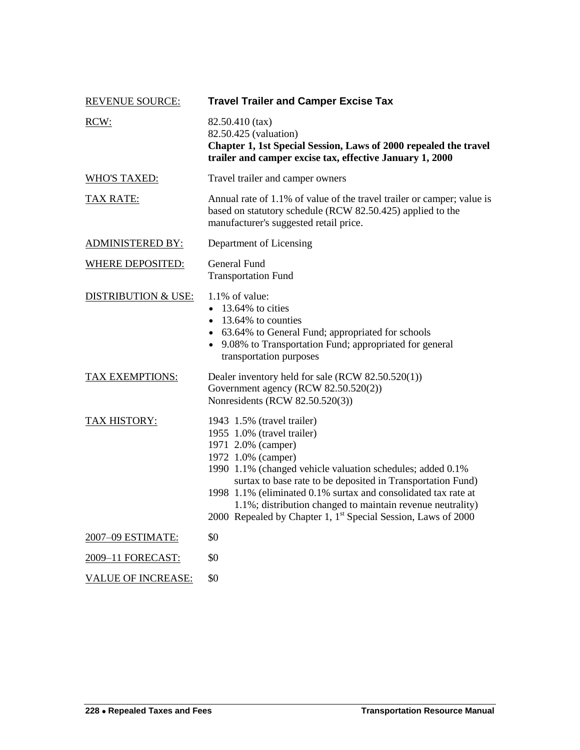**REVENUE SOURCE:** **Travel Trailer and Camper Excise Tax**

**RCW:**
82.50.410 (tax)
82.50.425 (valuation)
**Chapter 1, 1st Special Session, Laws of 2000 repealed the travel trailer and camper excise tax, effective January 1, 2000**

**WHO'S TAXED:** Travel trailer and camper owners

**TAX RATE:** Annual rate of 1.1% of value of the travel trailer or camper; value is based on statutory schedule (RCW 82.50.425) applied to the manufacturer's suggested retail price.

**ADMINISTERED BY:** Department of Licensing

**WHERE DEPOSITED:**
General Fund
Transportation Fund

**DISTRIBUTION & USE:** 1.1% of value:

- 13.64% to cities
- 13.64% to counties
- 63.64% to General Fund; appropriated for schools
- 9.08% to Transportation Fund; appropriated for general transportation purposes

**TAX EXEMPTIONS:**
Dealer inventory held for sale (RCW 82.50.520(1))
Government agency (RCW 82.50.520(2))
Nonresidents (RCW 82.50.520(3))

**TAX HISTORY:**
1943 1.5% (travel trailer)
1955 1.0% (travel trailer)
1971 2.0% (camper)
1972 1.0% (camper)
1990 1.1% (changed vehicle valuation schedules; added 0.1% surtax to base rate to be deposited in Transportation Fund)
1998 1.1% (eliminated 0.1% surtax and consolidated tax rate at 1.1%; distribution changed to maintain revenue neutrality)
2000 Repealed by Chapter 1, 1st Special Session, Laws of 2000

**2007–09 ESTIMATE:** $0

**2009–11 FORECAST:** $0

**VALUE OF INCREASE:** $0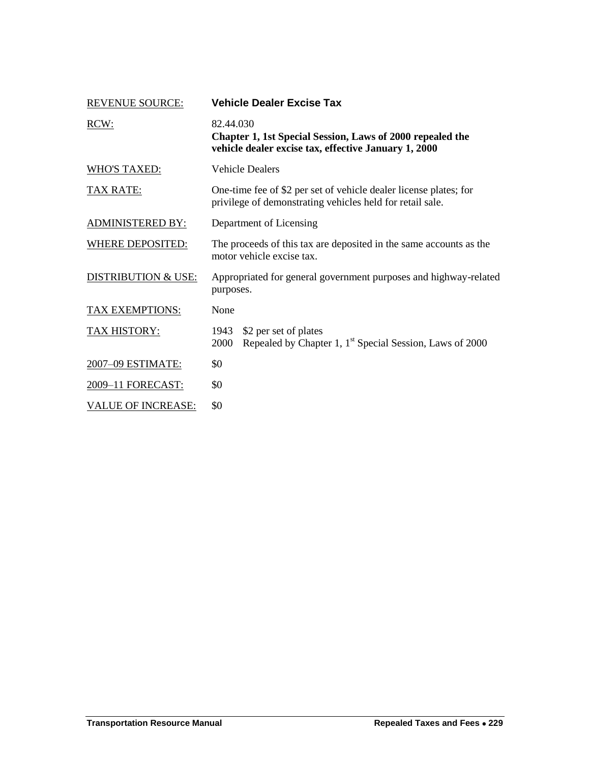| | |
|---|---|
| <u>REVENUE SOURCE:</u> | **Vehicle Dealer Excise Tax** |
| <u>RCW:</u> | 82.44.030<br>**Chapter 1, 1st Special Session, Laws of 2000 repealed the vehicle dealer excise tax, effective January 1, 2000** |
| <u>WHO'S TAXED:</u> | Vehicle Dealers |
| <u>TAX RATE:</u> | One-time fee of $2 per set of vehicle dealer license plates; for privilege of demonstrating vehicles held for retail sale. |
| <u>ADMINISTERED BY:</u> | Department of Licensing |
| <u>WHERE DEPOSITED:</u> | The proceeds of this tax are deposited in the same accounts as the motor vehicle excise tax. |
| <u>DISTRIBUTION & USE:</u> | Appropriated for general government purposes and highway-related purposes. |
| <u>TAX EXEMPTIONS:</u> | None |
| <u>TAX HISTORY:</u> | 1943 $2 per set of plates<br>2000 Repealed by Chapter 1, 1st Special Session, Laws of 2000 |
| <u>2007–09 ESTIMATE:</u> | $0 |
| <u>2009–11 FORECAST:</u> | $0 |
| <u>VALUE OF INCREASE:</u> | $0 |